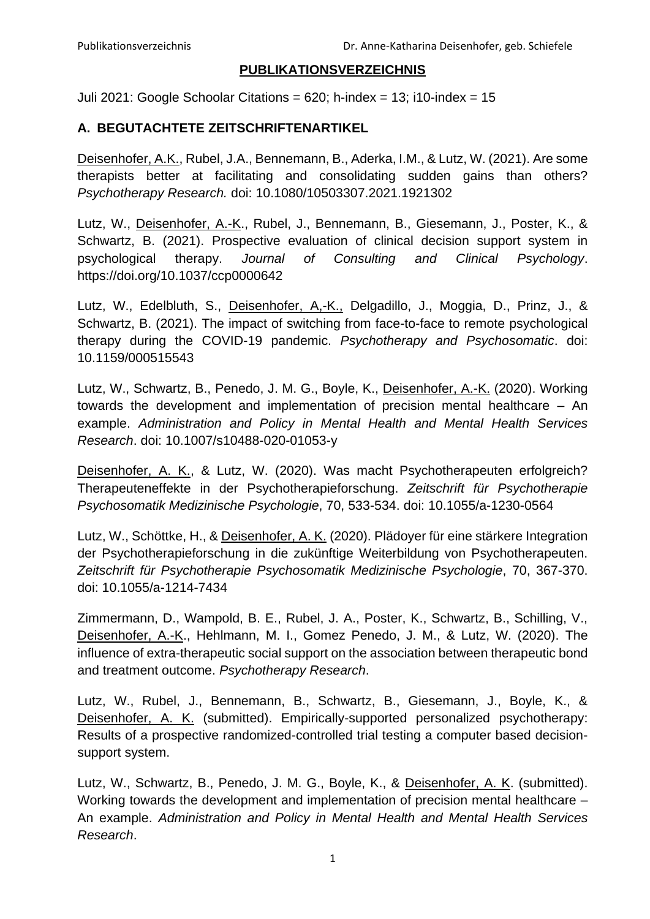# PUBLIKATIONSVERZEICHNIS

Juli 2021: Google Schoolar Citations = 620; h-index = 13; i10-index = 15

## A. BEGUTACHTETE ZEITSCHRIFTENARTIKEL

Deisenhofer, A.K., Rubel, J.A., Bennemann, B., Aderka, I.M., & Lutz, W. (2021). Are some therapists better at facilitating and consolidating sudden gains than others? *Psychotherapy Research.* doi: 10.1080/10503307.2021.1921302

Lutz, W., Deisenhofer, A.-K., Rubel, J., Bennemann, B., Giesemann, J., Poster, K., & Schwartz, B. (2021). Prospective evaluation of clinical decision support system in psychological therapy. *Journal of Consulting and Clinical Psychology*. https://doi.org/10.1037/ccp0000642

Lutz, W., Edelbluth, S., Deisenhofer, A,-K., Delgadillo, J., Moggia, D., Prinz, J., & Schwartz, B. (2021). The impact of switching from face-to-face to remote psychological therapy during the COVID-19 pandemic. *Psychotherapy and Psychosomatic*. doi: 10.1159/000515543

Lutz, W., Schwartz, B., Penedo, J. M. G., Boyle, K., Deisenhofer, A.-K. (2020). Working towards the development and implementation of precision mental healthcare – An example. *Administration and Policy in Mental Health and Mental Health Services Research*. doi: 10.1007/s10488-020-01053-y

Deisenhofer, A. K., & Lutz, W. (2020). Was macht Psychotherapeuten erfolgreich? Therapeuteneffekte in der Psychotherapieforschung. *Zeitschrift für Psychotherapie Psychosomatik Medizinische Psychologie*, 70, 533-534. doi: 10.1055/a-1230-0564

Lutz, W., Schöttke, H., & Deisenhofer, A. K. (2020). Plädoyer für eine stärkere Integration der Psychotherapieforschung in die zukünftige Weiterbildung von Psychotherapeuten. *Zeitschrift für Psychotherapie Psychosomatik Medizinische Psychologie*, 70, 367-370. doi: 10.1055/a-1214-7434

Zimmermann, D., Wampold, B. E., Rubel, J. A., Poster, K., Schwartz, B., Schilling, V., Deisenhofer, A.-K., Hehlmann, M. I., Gomez Penedo, J. M., & Lutz, W. (2020). The influence of extra-therapeutic social support on the association between therapeutic bond and treatment outcome. *Psychotherapy Research*.

Lutz, W., Rubel, J., Bennemann, B., Schwartz, B., Giesemann, J., Boyle, K., & Deisenhofer, A. K. (submitted). Empirically-supported personalized psychotherapy: Results of a prospective randomized-controlled trial testing a computer based decision-support system.

Lutz, W., Schwartz, B., Penedo, J. M. G., Boyle, K., & Deisenhofer, A. K. (submitted). Working towards the development and implementation of precision mental healthcare – An example. *Administration and Policy in Mental Health and Mental Health Services Research*.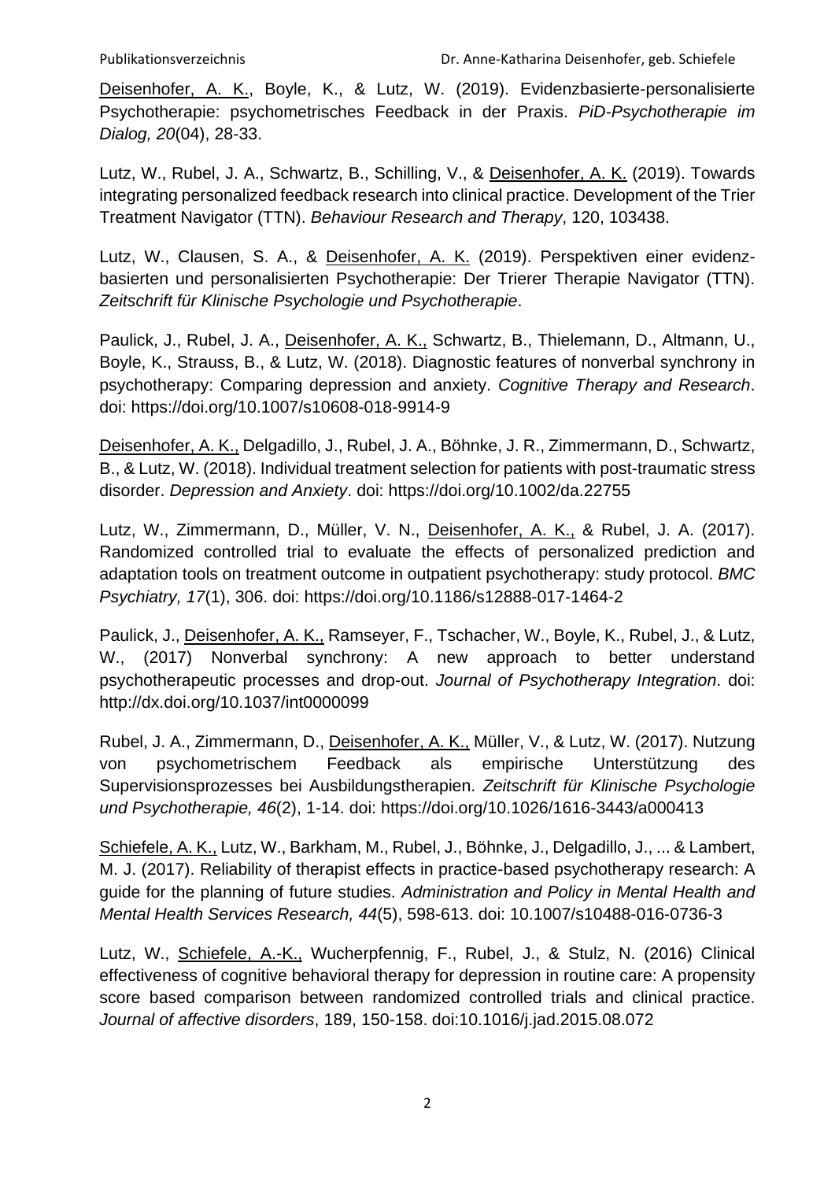<u>Deisenhofer, A. K.</u>, Boyle, K., & Lutz, W. (2019). Evidenzbasierte-personalisierte Psychotherapie: psychometrisches Feedback in der Praxis. *PiD-Psychotherapie im Dialog, 20*(04), 28-33.

Lutz, W., Rubel, J. A., Schwartz, B., Schilling, V., & <u>Deisenhofer, A. K.</u> (2019). Towards integrating personalized feedback research into clinical practice. Development of the Trier Treatment Navigator (TTN). *Behaviour Research and Therapy*, 120, 103438.

Lutz, W., Clausen, S. A., & <u>Deisenhofer, A. K.</u> (2019). Perspektiven einer evidenz-basierten und personalisierten Psychotherapie: Der Trierer Therapie Navigator (TTN). *Zeitschrift für Klinische Psychologie und Psychotherapie*.

Paulick, J., Rubel, J. A., <u>Deisenhofer, A. K.,</u> Schwartz, B., Thielemann, D., Altmann, U., Boyle, K., Strauss, B., & Lutz, W. (2018). Diagnostic features of nonverbal synchrony in psychotherapy: Comparing depression and anxiety. *Cognitive Therapy and Research*. doi: https://doi.org/10.1007/s10608-018-9914-9

<u>Deisenhofer, A. K.,</u> Delgadillo, J., Rubel, J. A., Böhnke, J. R., Zimmermann, D., Schwartz, B., & Lutz, W. (2018). Individual treatment selection for patients with post-traumatic stress disorder. *Depression and Anxiety*. doi: https://doi.org/10.1002/da.22755

Lutz, W., Zimmermann, D., Müller, V. N., <u>Deisenhofer, A. K.,</u> & Rubel, J. A. (2017). Randomized controlled trial to evaluate the effects of personalized prediction and adaptation tools on treatment outcome in outpatient psychotherapy: study protocol. *BMC Psychiatry, 17*(1), 306. doi: https://doi.org/10.1186/s12888-017-1464-2

Paulick, J., <u>Deisenhofer, A. K.,</u> Ramseyer, F., Tschacher, W., Boyle, K., Rubel, J., & Lutz, W., (2017) Nonverbal synchrony: A new approach to better understand psychotherapeutic processes and drop-out. *Journal of Psychotherapy Integration*. doi: http://dx.doi.org/10.1037/int0000099

Rubel, J. A., Zimmermann, D., <u>Deisenhofer, A. K.,</u> Müller, V., & Lutz, W. (2017). Nutzung von psychometrischem Feedback als empirische Unterstützung des Supervisionsprozesses bei Ausbildungstherapien. *Zeitschrift für Klinische Psychologie und Psychotherapie, 46*(2), 1-14. doi: https://doi.org/10.1026/1616-3443/a000413

<u>Schiefele, A. K.,</u> Lutz, W., Barkham, M., Rubel, J., Böhnke, J., Delgadillo, J., ... & Lambert, M. J. (2017). Reliability of therapist effects in practice-based psychotherapy research: A guide for the planning of future studies. *Administration and Policy in Mental Health and Mental Health Services Research, 44*(5), 598-613. doi: 10.1007/s10488-016-0736-3

Lutz, W., <u>Schiefele, A.-K.,</u> Wucherpfennig, F., Rubel, J., & Stulz, N. (2016) Clinical effectiveness of cognitive behavioral therapy for depression in routine care: A propensity score based comparison between randomized controlled trials and clinical practice. *Journal of affective disorders*, 189, 150-158. doi:10.1016/j.jad.2015.08.072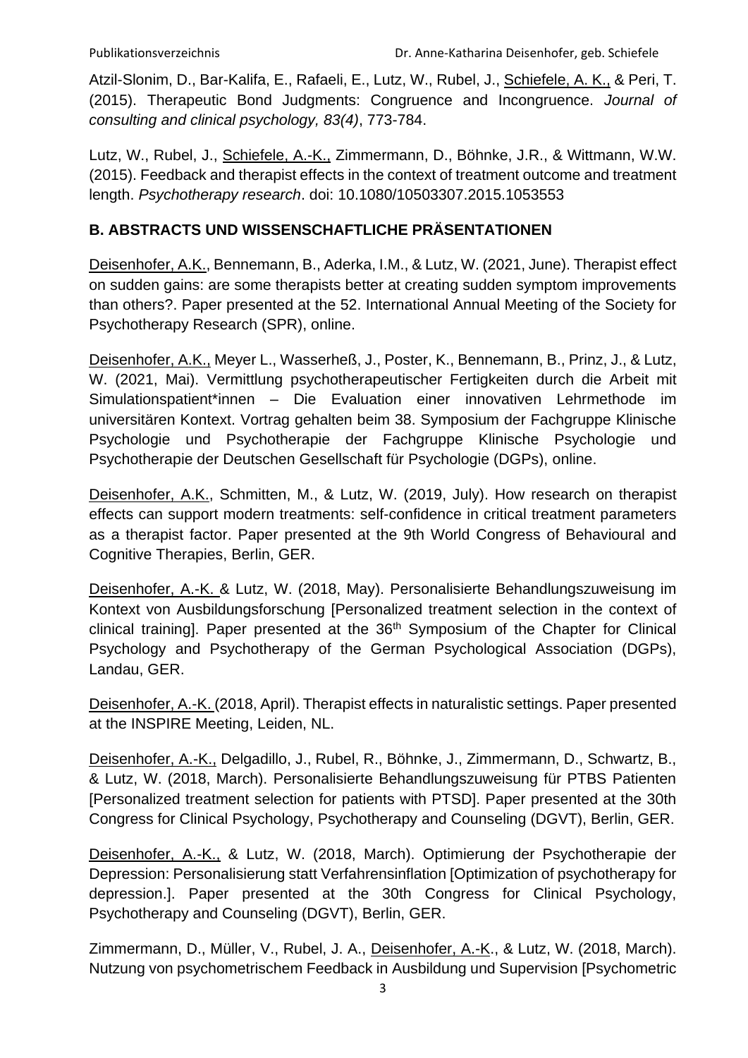Atzil-Slonim, D., Bar-Kalifa, E., Rafaeli, E., Lutz, W., Rubel, J., <u>Schiefele, A. K.,</u> & Peri, T. (2015). Therapeutic Bond Judgments: Congruence and Incongruence. *Journal of consulting and clinical psychology, 83(4)*, 773-784.

Lutz, W., Rubel, J., <u>Schiefele, A.-K.,</u> Zimmermann, D., Böhnke, J.R., & Wittmann, W.W. (2015). Feedback and therapist effects in the context of treatment outcome and treatment length. *Psychotherapy research*. doi: 10.1080/10503307.2015.1053553

## B. ABSTRACTS UND WISSENSCHAFTLICHE PRÄSENTATIONEN

<u>Deisenhofer, A.K.</u>, Bennemann, B., Aderka, I.M., & Lutz, W. (2021, June). Therapist effect on sudden gains: are some therapists better at creating sudden symptom improvements than others?. Paper presented at the 52. International Annual Meeting of the Society for Psychotherapy Research (SPR), online.

<u>Deisenhofer, A.K.,</u> Meyer L., Wasserheß, J., Poster, K., Bennemann, B., Prinz, J., & Lutz, W. (2021, Mai). Vermittlung psychotherapeutischer Fertigkeiten durch die Arbeit mit Simulationspatient*innen – Die Evaluation einer innovativen Lehrmethode im universitären Kontext. Vortrag gehalten beim 38. Symposium der Fachgruppe Klinische Psychologie und Psychotherapie der Fachgruppe Klinische Psychologie und Psychotherapie der Deutschen Gesellschaft für Psychologie (DGPs), online.

<u>Deisenhofer, A.K.</u>, Schmitten, M., & Lutz, W. (2019, July). How research on therapist effects can support modern treatments: self-confidence in critical treatment parameters as a therapist factor. Paper presented at the 9th World Congress of Behavioural and Cognitive Therapies, Berlin, GER.

<u>Deisenhofer, A.-K.</u> & Lutz, W. (2018, May). Personalisierte Behandlungszuweisung im Kontext von Ausbildungsforschung [Personalized treatment selection in the context of clinical training]. Paper presented at the 36th Symposium of the Chapter for Clinical Psychology and Psychotherapy of the German Psychological Association (DGPs), Landau, GER.

<u>Deisenhofer, A.-K.</u> (2018, April). Therapist effects in naturalistic settings. Paper presented at the INSPIRE Meeting, Leiden, NL.

<u>Deisenhofer, A.-K.,</u> Delgadillo, J., Rubel, R., Böhnke, J., Zimmermann, D., Schwartz, B., & Lutz, W. (2018, March). Personalisierte Behandlungszuweisung für PTBS Patienten [Personalized treatment selection for patients with PTSD]. Paper presented at the 30th Congress for Clinical Psychology, Psychotherapy and Counseling (DGVT), Berlin, GER.

<u>Deisenhofer, A.-K.,</u> & Lutz, W. (2018, March). Optimierung der Psychotherapie der Depression: Personalisierung statt Verfahrensinflation [Optimization of psychotherapy for depression.]. Paper presented at the 30th Congress for Clinical Psychology, Psychotherapy and Counseling (DGVT), Berlin, GER.

Zimmermann, D., Müller, V., Rubel, J. A., <u>Deisenhofer, A.-K</u>., & Lutz, W. (2018, March). Nutzung von psychometrischem Feedback in Ausbildung und Supervision [Psychometric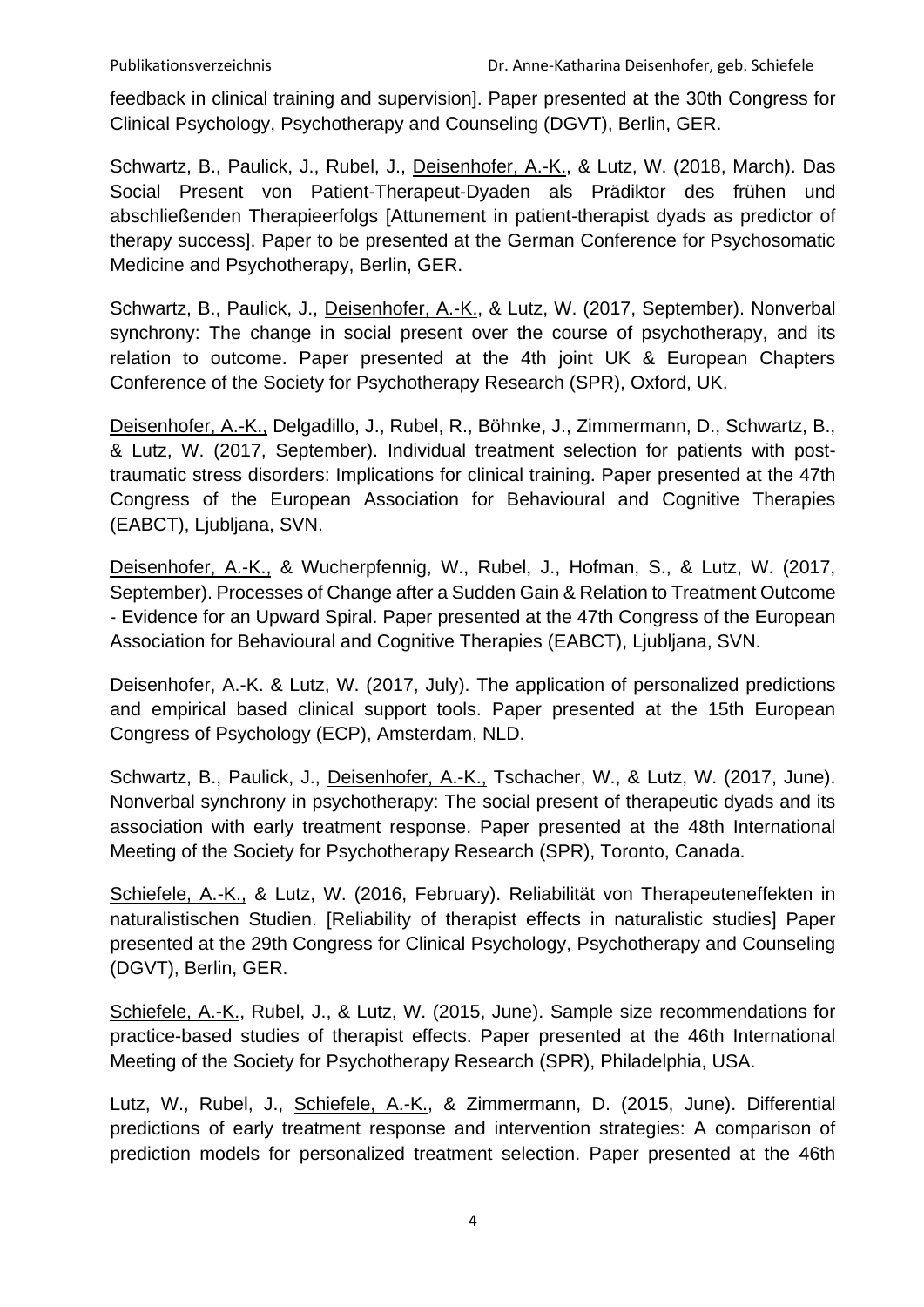feedback in clinical training and supervision]. Paper presented at the 30th Congress for Clinical Psychology, Psychotherapy and Counseling (DGVT), Berlin, GER.

Schwartz, B., Paulick, J., Rubel, J., Deisenhofer, A.-K., & Lutz, W. (2018, March). Das Social Present von Patient-Therapeut-Dyaden als Prädiktor des frühen und abschließenden Therapieerfolgs [Attunement in patient-therapist dyads as predictor of therapy success]. Paper to be presented at the German Conference for Psychosomatic Medicine and Psychotherapy, Berlin, GER.

Schwartz, B., Paulick, J., Deisenhofer, A.-K., & Lutz, W. (2017, September). Nonverbal synchrony: The change in social present over the course of psychotherapy, and its relation to outcome. Paper presented at the 4th joint UK & European Chapters Conference of the Society for Psychotherapy Research (SPR), Oxford, UK.

Deisenhofer, A.-K., Delgadillo, J., Rubel, R., Böhnke, J., Zimmermann, D., Schwartz, B., & Lutz, W. (2017, September). Individual treatment selection for patients with post-traumatic stress disorders: Implications for clinical training. Paper presented at the 47th Congress of the European Association for Behavioural and Cognitive Therapies (EABCT), Ljubljana, SVN.

Deisenhofer, A.-K., & Wucherpfennig, W., Rubel, J., Hofman, S., & Lutz, W. (2017, September). Processes of Change after a Sudden Gain & Relation to Treatment Outcome - Evidence for an Upward Spiral. Paper presented at the 47th Congress of the European Association for Behavioural and Cognitive Therapies (EABCT), Ljubljana, SVN.

Deisenhofer, A.-K. & Lutz, W. (2017, July). The application of personalized predictions and empirical based clinical support tools. Paper presented at the 15th European Congress of Psychology (ECP), Amsterdam, NLD.

Schwartz, B., Paulick, J., Deisenhofer, A.-K., Tschacher, W., & Lutz, W. (2017, June). Nonverbal synchrony in psychotherapy: The social present of therapeutic dyads and its association with early treatment response. Paper presented at the 48th International Meeting of the Society for Psychotherapy Research (SPR), Toronto, Canada.

Schiefele, A.-K., & Lutz, W. (2016, February). Reliabilität von Therapeuteneffekten in naturalistischen Studien. [Reliability of therapist effects in naturalistic studies] Paper presented at the 29th Congress for Clinical Psychology, Psychotherapy and Counseling (DGVT), Berlin, GER.

Schiefele, A.-K., Rubel, J., & Lutz, W. (2015, June). Sample size recommendations for practice-based studies of therapist effects. Paper presented at the 46th International Meeting of the Society for Psychotherapy Research (SPR), Philadelphia, USA.

Lutz, W., Rubel, J., Schiefele, A.-K., & Zimmermann, D. (2015, June). Differential predictions of early treatment response and intervention strategies: A comparison of prediction models for personalized treatment selection. Paper presented at the 46th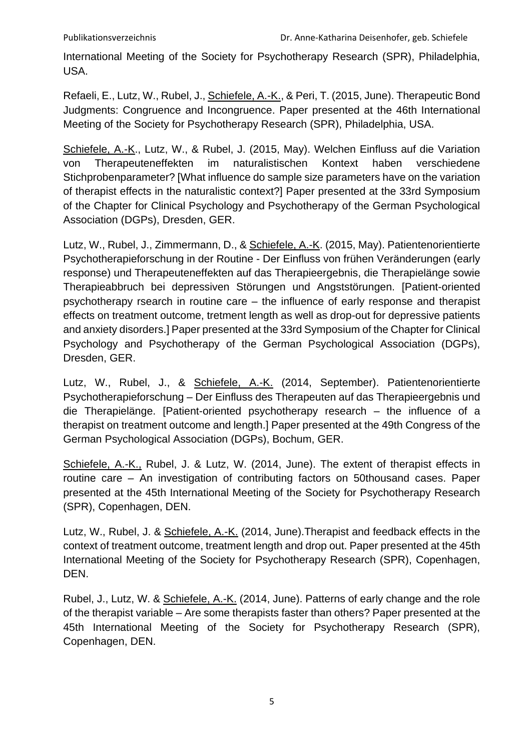International Meeting of the Society for Psychotherapy Research (SPR), Philadelphia, USA.

Refaeli, E., Lutz, W., Rubel, J., <u>Schiefele, A.-K.</u>, & Peri, T. (2015, June). Therapeutic Bond Judgments: Congruence and Incongruence. Paper presented at the 46th International Meeting of the Society for Psychotherapy Research (SPR), Philadelphia, USA.

<u>Schiefele, A.-K</u>., Lutz, W., & Rubel, J. (2015, May). Welchen Einfluss auf die Variation von Therapeuteneffekten im naturalistischen Kontext haben verschiedene Stichprobenparameter? [What influence do sample size parameters have on the variation of therapist effects in the naturalistic context?] Paper presented at the 33rd Symposium of the Chapter for Clinical Psychology and Psychotherapy of the German Psychological Association (DGPs), Dresden, GER.

Lutz, W., Rubel, J., Zimmermann, D., & <u>Schiefele, A.-K</u>. (2015, May). Patientenorientierte Psychotherapieforschung in der Routine - Der Einfluss von frühen Veränderungen (early response) und Therapeuteneffekten auf das Therapieergebnis, die Therapielänge sowie Therapieabbruch bei depressiven Störungen und Angststörungen. [Patient-oriented psychotherapy rsearch in routine care – the influence of early response and therapist effects on treatment outcome, tretment length as well as drop-out for depressive patients and anxiety disorders.] Paper presented at the 33rd Symposium of the Chapter for Clinical Psychology and Psychotherapy of the German Psychological Association (DGPs), Dresden, GER.

Lutz, W., Rubel, J., & <u>Schiefele, A.-K.</u> (2014, September). Patientenorientierte Psychotherapieforschung – Der Einfluss des Therapeuten auf das Therapieergebnis und die Therapielänge. [Patient-oriented psychotherapy research – the influence of a therapist on treatment outcome and length.] Paper presented at the 49th Congress of the German Psychological Association (DGPs), Bochum, GER.

<u>Schiefele, A.-K.,</u> Rubel, J. & Lutz, W. (2014, June). The extent of therapist effects in routine care – An investigation of contributing factors on 50thousand cases. Paper presented at the 45th International Meeting of the Society for Psychotherapy Research (SPR), Copenhagen, DEN.

Lutz, W., Rubel, J. & <u>Schiefele, A.-K.</u> (2014, June).Therapist and feedback effects in the context of treatment outcome, treatment length and drop out. Paper presented at the 45th International Meeting of the Society for Psychotherapy Research (SPR), Copenhagen, DEN.

Rubel, J., Lutz, W. & <u>Schiefele, A.-K.</u> (2014, June). Patterns of early change and the role of the therapist variable – Are some therapists faster than others? Paper presented at the 45th International Meeting of the Society for Psychotherapy Research (SPR), Copenhagen, DEN.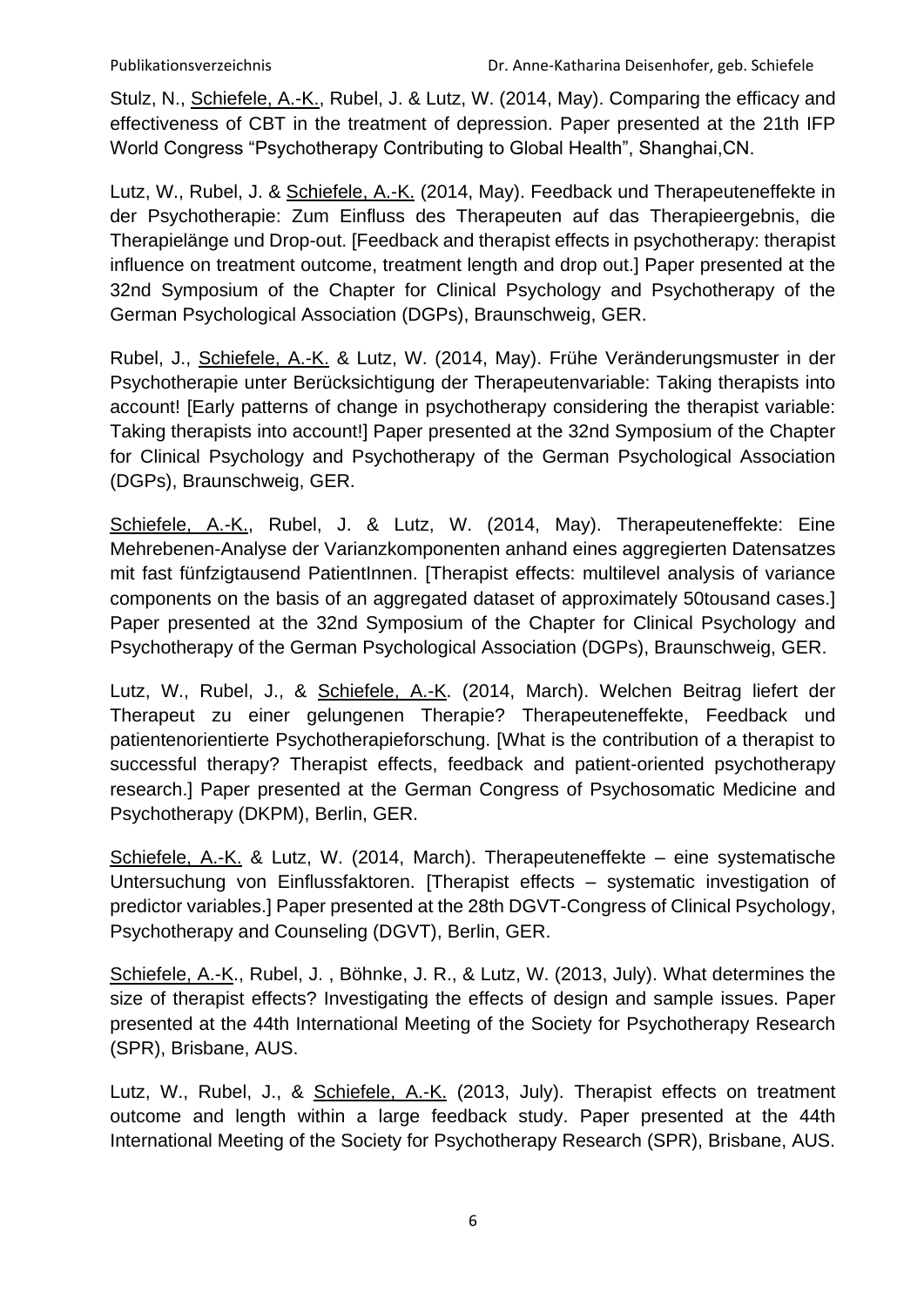Stulz, N., <u>Schiefele, A.-K.</u>, Rubel, J. & Lutz, W. (2014, May). Comparing the efficacy and effectiveness of CBT in the treatment of depression. Paper presented at the 21th IFP World Congress "Psychotherapy Contributing to Global Health", Shanghai,CN.

Lutz, W., Rubel, J. & <u>Schiefele, A.-K.</u> (2014, May). Feedback und Therapeuteneffekte in der Psychotherapie: Zum Einfluss des Therapeuten auf das Therapieergebnis, die Therapielänge und Drop-out. [Feedback and therapist effects in psychotherapy: therapist influence on treatment outcome, treatment length and drop out.] Paper presented at the 32nd Symposium of the Chapter for Clinical Psychology and Psychotherapy of the German Psychological Association (DGPs), Braunschweig, GER.

Rubel, J., <u>Schiefele, A.-K.</u> & Lutz, W. (2014, May). Frühe Veränderungsmuster in der Psychotherapie unter Berücksichtigung der Therapeutenvariable: Taking therapists into account! [Early patterns of change in psychotherapy considering the therapist variable: Taking therapists into account!] Paper presented at the 32nd Symposium of the Chapter for Clinical Psychology and Psychotherapy of the German Psychological Association (DGPs), Braunschweig, GER.

<u>Schiefele, A.-K.</u>, Rubel, J. & Lutz, W. (2014, May). Therapeuteneffekte: Eine Mehrebenen-Analyse der Varianzkomponenten anhand eines aggregierten Datensatzes mit fast fünfzigtausend PatientInnen. [Therapist effects: multilevel analysis of variance components on the basis of an aggregated dataset of approximately 50tousand cases.] Paper presented at the 32nd Symposium of the Chapter for Clinical Psychology and Psychotherapy of the German Psychological Association (DGPs), Braunschweig, GER.

Lutz, W., Rubel, J., & <u>Schiefele, A.-K</u>. (2014, March). Welchen Beitrag liefert der Therapeut zu einer gelungenen Therapie? Therapeuteneffekte, Feedback und patientenorientierte Psychotherapieforschung. [What is the contribution of a therapist to successful therapy? Therapist effects, feedback and patient-oriented psychotherapy research.] Paper presented at the German Congress of Psychosomatic Medicine and Psychotherapy (DKPM), Berlin, GER.

<u>Schiefele, A.-K.</u> & Lutz, W. (2014, March). Therapeuteneffekte – eine systematische Untersuchung von Einflussfaktoren. [Therapist effects – systematic investigation of predictor variables.] Paper presented at the 28th DGVT-Congress of Clinical Psychology, Psychotherapy and Counseling (DGVT), Berlin, GER.

<u>Schiefele, A.-K</u>., Rubel, J. , Böhnke, J. R., & Lutz, W. (2013, July). What determines the size of therapist effects? Investigating the effects of design and sample issues. Paper presented at the 44th International Meeting of the Society for Psychotherapy Research (SPR), Brisbane, AUS.

Lutz, W., Rubel, J., & <u>Schiefele, A.-K.</u> (2013, July). Therapist effects on treatment outcome and length within a large feedback study. Paper presented at the 44th International Meeting of the Society for Psychotherapy Research (SPR), Brisbane, AUS.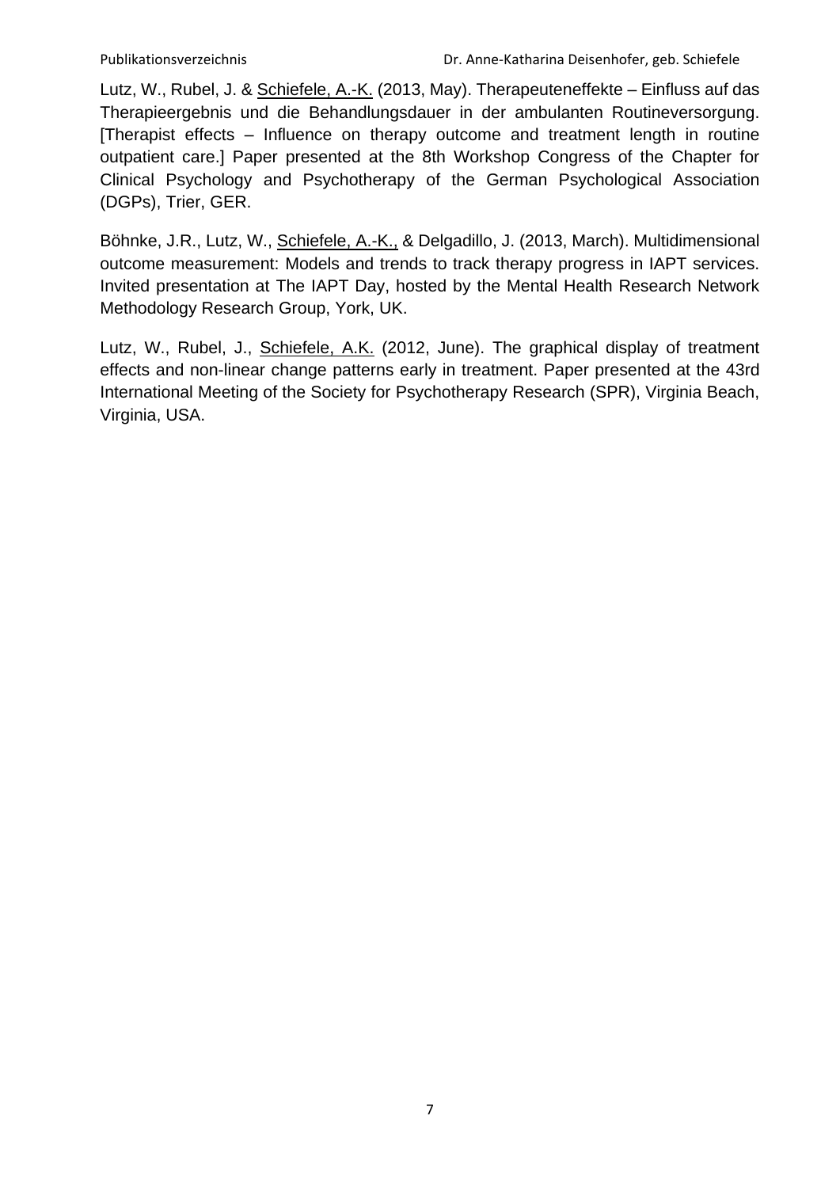Lutz, W., Rubel, J. & <u>Schiefele, A.-K.</u> (2013, May). Therapeuteneffekte – Einfluss auf das Therapieergebnis und die Behandlungsdauer in der ambulanten Routineversorgung. [Therapist effects – Influence on therapy outcome and treatment length in routine outpatient care.] Paper presented at the 8th Workshop Congress of the Chapter for Clinical Psychology and Psychotherapy of the German Psychological Association (DGPs), Trier, GER.

Böhnke, J.R., Lutz, W., <u>Schiefele, A.-K.,</u> & Delgadillo, J. (2013, March). Multidimensional outcome measurement: Models and trends to track therapy progress in IAPT services. Invited presentation at The IAPT Day, hosted by the Mental Health Research Network Methodology Research Group, York, UK.

Lutz, W., Rubel, J., <u>Schiefele, A.K.</u> (2012, June). The graphical display of treatment effects and non-linear change patterns early in treatment. Paper presented at the 43rd International Meeting of the Society for Psychotherapy Research (SPR), Virginia Beach, Virginia, USA.